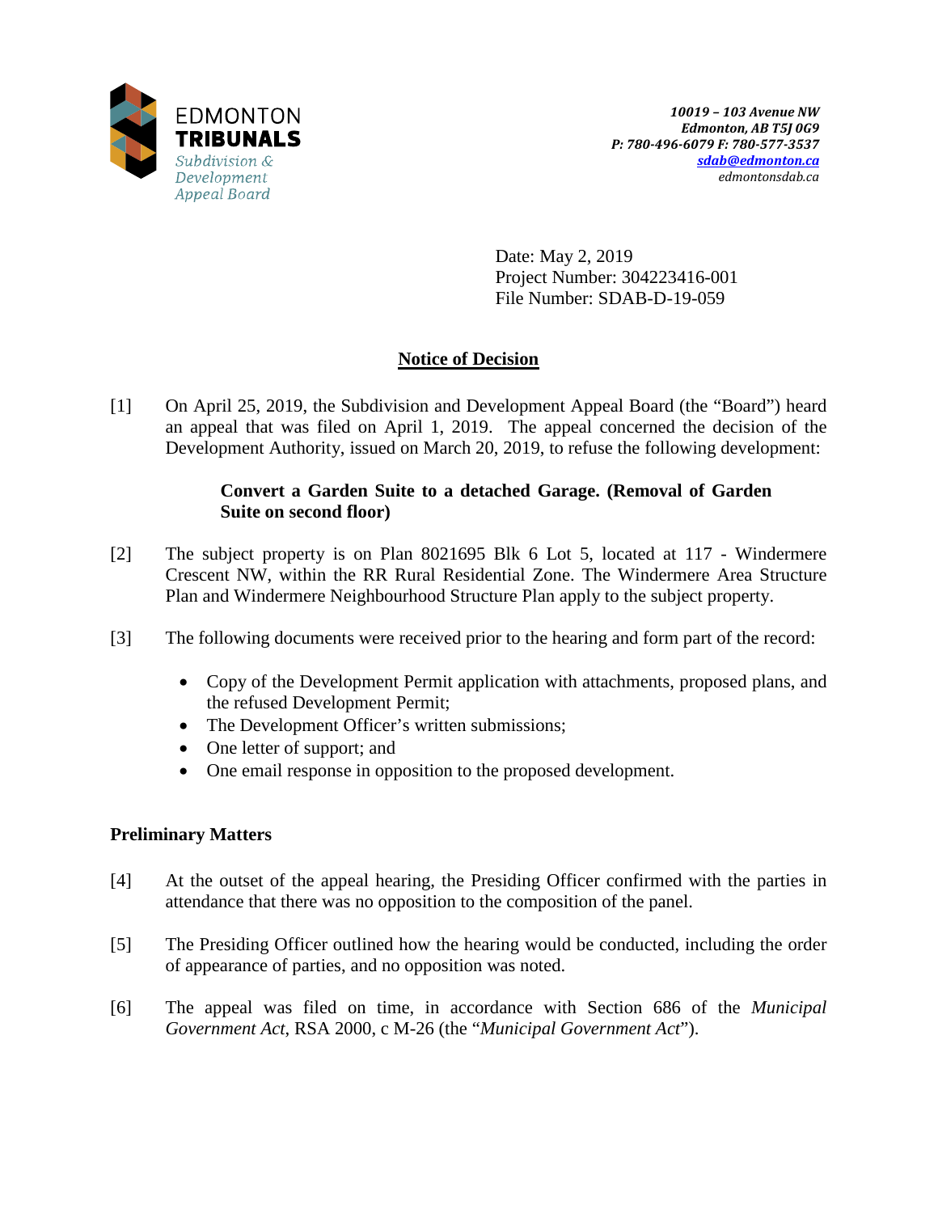EDMONTON
**TRIBUNALS**
*Subdivision & Development Appeal Board*

***10019 – 103 Avenue NW***
***Edmonton, AB T5J 0G9***
***P: 780-496-6079 F: 780-577-3537***
***sdab@edmonton.ca***
*edmontonsdab.ca*

Date: May 2, 2019
Project Number: 304223416-001
File Number: SDAB-D-19-059

## Notice of Decision

[1] On April 25, 2019, the Subdivision and Development Appeal Board (the "Board") heard an appeal that was filed on April 1, 2019. The appeal concerned the decision of the Development Authority, issued on March 20, 2019, to refuse the following development:

> **Convert a Garden Suite to a detached Garage. (Removal of Garden Suite on second floor)**

[2] The subject property is on Plan 8021695 Blk 6 Lot 5, located at 117 - Windermere Crescent NW, within the RR Rural Residential Zone. The Windermere Area Structure Plan and Windermere Neighbourhood Structure Plan apply to the subject property.

[3] The following documents were received prior to the hearing and form part of the record:

- Copy of the Development Permit application with attachments, proposed plans, and the refused Development Permit;
- The Development Officer's written submissions;
- One letter of support; and
- One email response in opposition to the proposed development.

### Preliminary Matters

[4] At the outset of the appeal hearing, the Presiding Officer confirmed with the parties in attendance that there was no opposition to the composition of the panel.

[5] The Presiding Officer outlined how the hearing would be conducted, including the order of appearance of parties, and no opposition was noted.

[6] The appeal was filed on time, in accordance with Section 686 of the *Municipal Government Act*, RSA 2000, c M-26 (the "*Municipal Government Act*").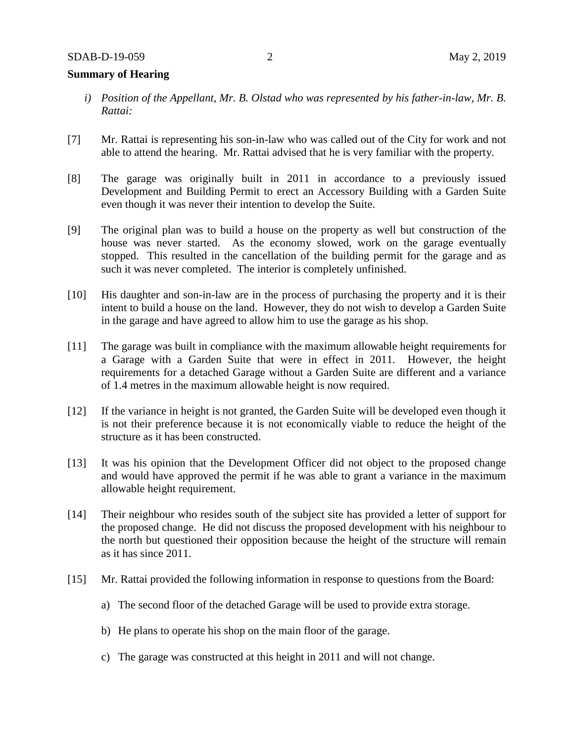**Summary of Hearing**

*i) Position of the Appellant, Mr. B. Olstad who was represented by his father-in-law, Mr. B. Rattai:*

[7] Mr. Rattai is representing his son-in-law who was called out of the City for work and not able to attend the hearing. Mr. Rattai advised that he is very familiar with the property.

[8] The garage was originally built in 2011 in accordance to a previously issued Development and Building Permit to erect an Accessory Building with a Garden Suite even though it was never their intention to develop the Suite.

[9] The original plan was to build a house on the property as well but construction of the house was never started. As the economy slowed, work on the garage eventually stopped. This resulted in the cancellation of the building permit for the garage and as such it was never completed. The interior is completely unfinished.

[10] His daughter and son-in-law are in the process of purchasing the property and it is their intent to build a house on the land. However, they do not wish to develop a Garden Suite in the garage and have agreed to allow him to use the garage as his shop.

[11] The garage was built in compliance with the maximum allowable height requirements for a Garage with a Garden Suite that were in effect in 2011. However, the height requirements for a detached Garage without a Garden Suite are different and a variance of 1.4 metres in the maximum allowable height is now required.

[12] If the variance in height is not granted, the Garden Suite will be developed even though it is not their preference because it is not economically viable to reduce the height of the structure as it has been constructed.

[13] It was his opinion that the Development Officer did not object to the proposed change and would have approved the permit if he was able to grant a variance in the maximum allowable height requirement.

[14] Their neighbour who resides south of the subject site has provided a letter of support for the proposed change. He did not discuss the proposed development with his neighbour to the north but questioned their opposition because the height of the structure will remain as it has since 2011.

[15] Mr. Rattai provided the following information in response to questions from the Board:

a) The second floor of the detached Garage will be used to provide extra storage.

b) He plans to operate his shop on the main floor of the garage.

c) The garage was constructed at this height in 2011 and will not change.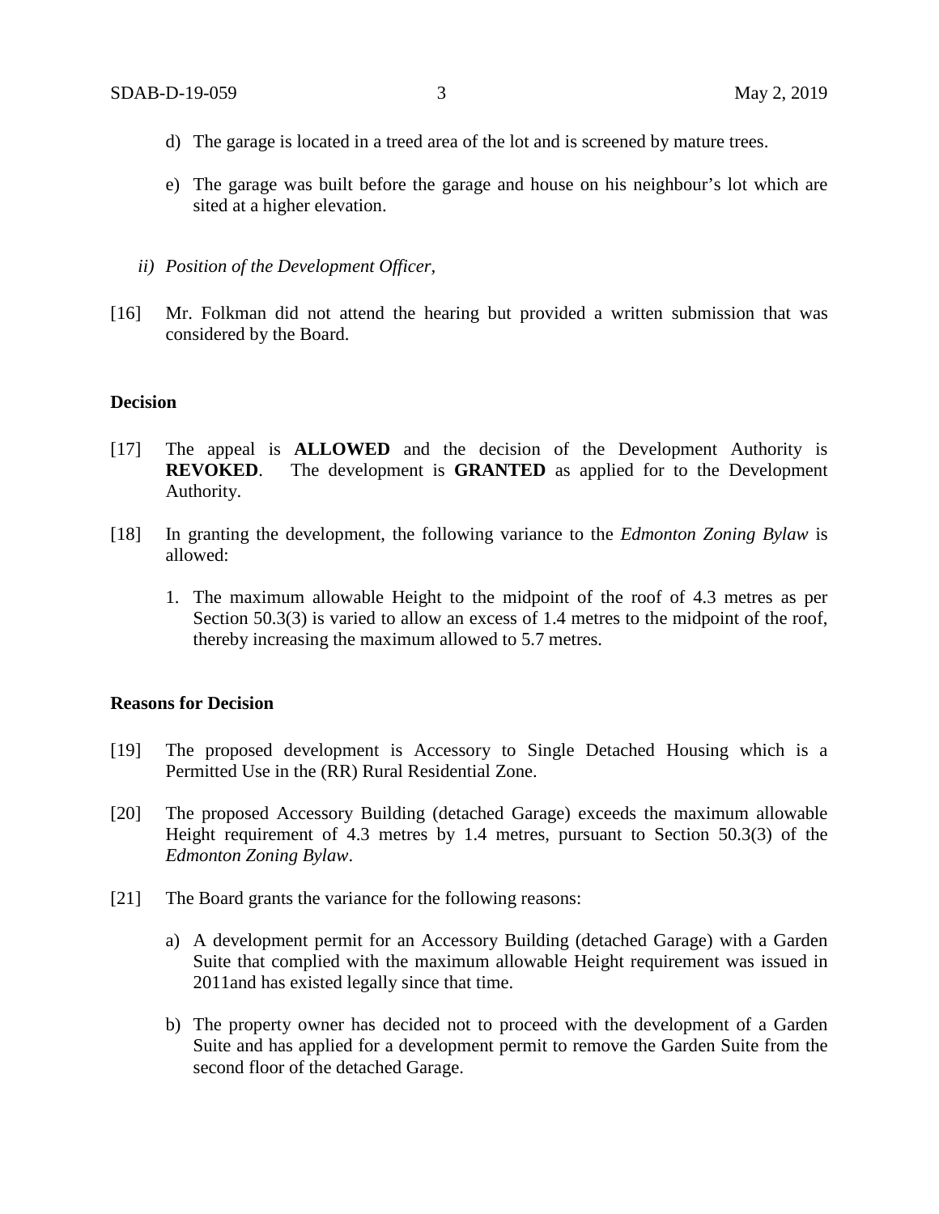d) The garage is located in a treed area of the lot and is screened by mature trees.

e) The garage was built before the garage and house on his neighbour's lot which are sited at a higher elevation.

*ii) Position of the Development Officer,*

[16] Mr. Folkman did not attend the hearing but provided a written submission that was considered by the Board.

**Decision**

[17] The appeal is **ALLOWED** and the decision of the Development Authority is **REVOKED**. The development is **GRANTED** as applied for to the Development Authority.

[18] In granting the development, the following variance to the *Edmonton Zoning Bylaw* is allowed:

1. The maximum allowable Height to the midpoint of the roof of 4.3 metres as per Section 50.3(3) is varied to allow an excess of 1.4 metres to the midpoint of the roof, thereby increasing the maximum allowed to 5.7 metres.

**Reasons for Decision**

[19] The proposed development is Accessory to Single Detached Housing which is a Permitted Use in the (RR) Rural Residential Zone.

[20] The proposed Accessory Building (detached Garage) exceeds the maximum allowable Height requirement of 4.3 metres by 1.4 metres, pursuant to Section 50.3(3) of the *Edmonton Zoning Bylaw*.

[21] The Board grants the variance for the following reasons:

a) A development permit for an Accessory Building (detached Garage) with a Garden Suite that complied with the maximum allowable Height requirement was issued in 2011and has existed legally since that time.

b) The property owner has decided not to proceed with the development of a Garden Suite and has applied for a development permit to remove the Garden Suite from the second floor of the detached Garage.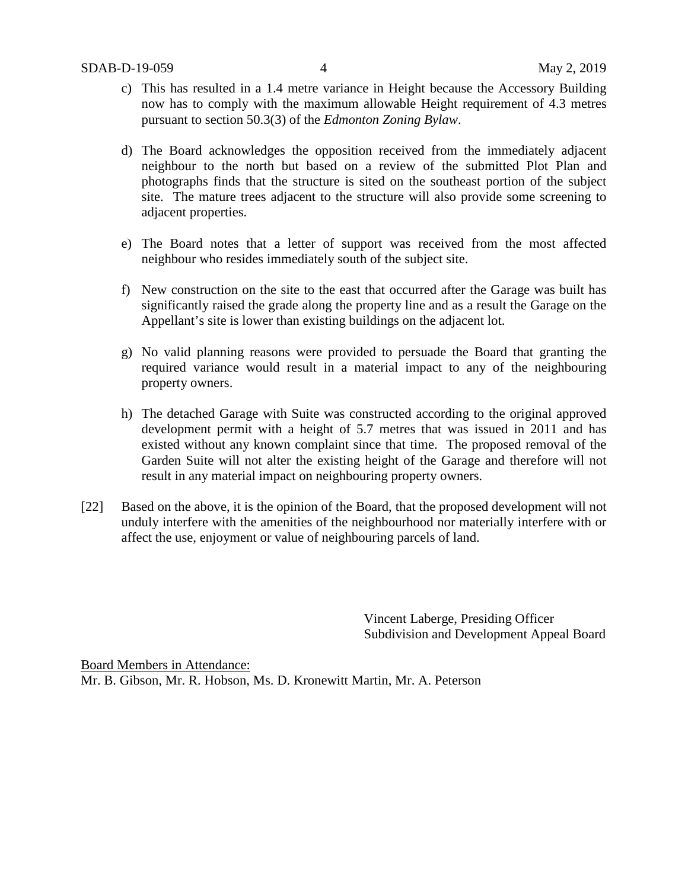c) This has resulted in a 1.4 metre variance in Height because the Accessory Building now has to comply with the maximum allowable Height requirement of 4.3 metres pursuant to section 50.3(3) of the *Edmonton Zoning Bylaw*.

d) The Board acknowledges the opposition received from the immediately adjacent neighbour to the north but based on a review of the submitted Plot Plan and photographs finds that the structure is sited on the southeast portion of the subject site. The mature trees adjacent to the structure will also provide some screening to adjacent properties.

e) The Board notes that a letter of support was received from the most affected neighbour who resides immediately south of the subject site.

f) New construction on the site to the east that occurred after the Garage was built has significantly raised the grade along the property line and as a result the Garage on the Appellant's site is lower than existing buildings on the adjacent lot.

g) No valid planning reasons were provided to persuade the Board that granting the required variance would result in a material impact to any of the neighbouring property owners.

h) The detached Garage with Suite was constructed according to the original approved development permit with a height of 5.7 metres that was issued in 2011 and has existed without any known complaint since that time. The proposed removal of the Garden Suite will not alter the existing height of the Garage and therefore will not result in any material impact on neighbouring property owners.

[22] Based on the above, it is the opinion of the Board, that the proposed development will not unduly interfere with the amenities of the neighbourhood nor materially interfere with or affect the use, enjoyment or value of neighbouring parcels of land.

Vincent Laberge, Presiding Officer
Subdivision and Development Appeal Board

Board Members in Attendance:
Mr. B. Gibson, Mr. R. Hobson, Ms. D. Kronewitt Martin, Mr. A. Peterson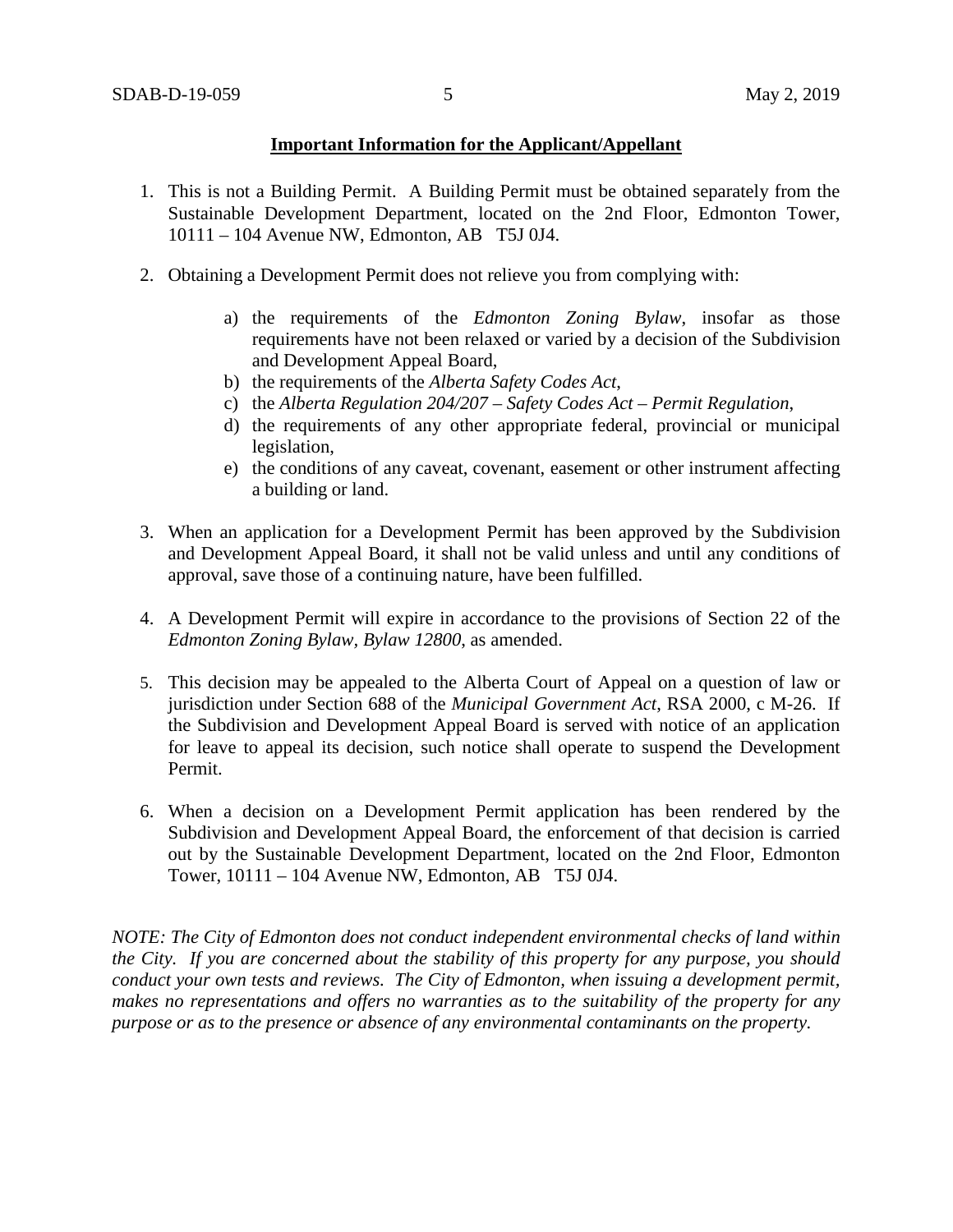**Important Information for the Applicant/Appellant**

1. This is not a Building Permit. A Building Permit must be obtained separately from the Sustainable Development Department, located on the 2nd Floor, Edmonton Tower, 10111 – 104 Avenue NW, Edmonton, AB T5J 0J4.

2. Obtaining a Development Permit does not relieve you from complying with:

    a) the requirements of the *Edmonton Zoning Bylaw*, insofar as those requirements have not been relaxed or varied by a decision of the Subdivision and Development Appeal Board,
    b) the requirements of the *Alberta Safety Codes Act*,
    c) the *Alberta Regulation 204/207 – Safety Codes Act – Permit Regulation*,
    d) the requirements of any other appropriate federal, provincial or municipal legislation,
    e) the conditions of any caveat, covenant, easement or other instrument affecting a building or land.

3. When an application for a Development Permit has been approved by the Subdivision and Development Appeal Board, it shall not be valid unless and until any conditions of approval, save those of a continuing nature, have been fulfilled.

4. A Development Permit will expire in accordance to the provisions of Section 22 of the *Edmonton Zoning Bylaw, Bylaw 12800*, as amended.

5. This decision may be appealed to the Alberta Court of Appeal on a question of law or jurisdiction under Section 688 of the *Municipal Government Act*, RSA 2000, c M-26. If the Subdivision and Development Appeal Board is served with notice of an application for leave to appeal its decision, such notice shall operate to suspend the Development Permit.

6. When a decision on a Development Permit application has been rendered by the Subdivision and Development Appeal Board, the enforcement of that decision is carried out by the Sustainable Development Department, located on the 2nd Floor, Edmonton Tower, 10111 – 104 Avenue NW, Edmonton, AB T5J 0J4.

*NOTE: The City of Edmonton does not conduct independent environmental checks of land within the City. If you are concerned about the stability of this property for any purpose, you should conduct your own tests and reviews. The City of Edmonton, when issuing a development permit, makes no representations and offers no warranties as to the suitability of the property for any purpose or as to the presence or absence of any environmental contaminants on the property.*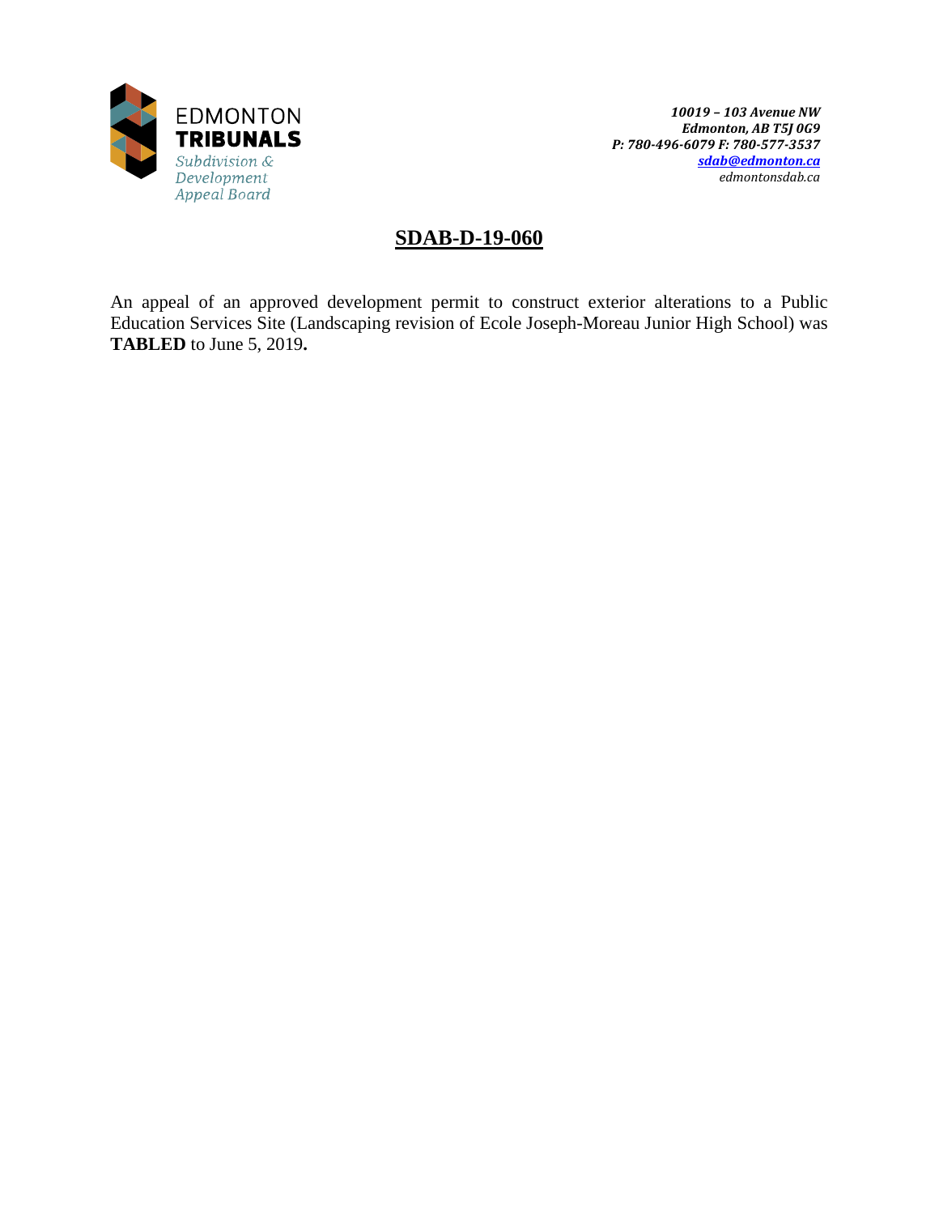10019 – 103 Avenue NW
Edmonton, AB T5J 0G9
P: 780-496-6079 F: 780-577-3537
sdab@edmonton.ca
edmontonsdab.ca

# SDAB-D-19-060

An appeal of an approved development permit to construct exterior alterations to a Public Education Services Site (Landscaping revision of Ecole Joseph-Moreau Junior High School) was **TABLED** to June 5, 2019**.**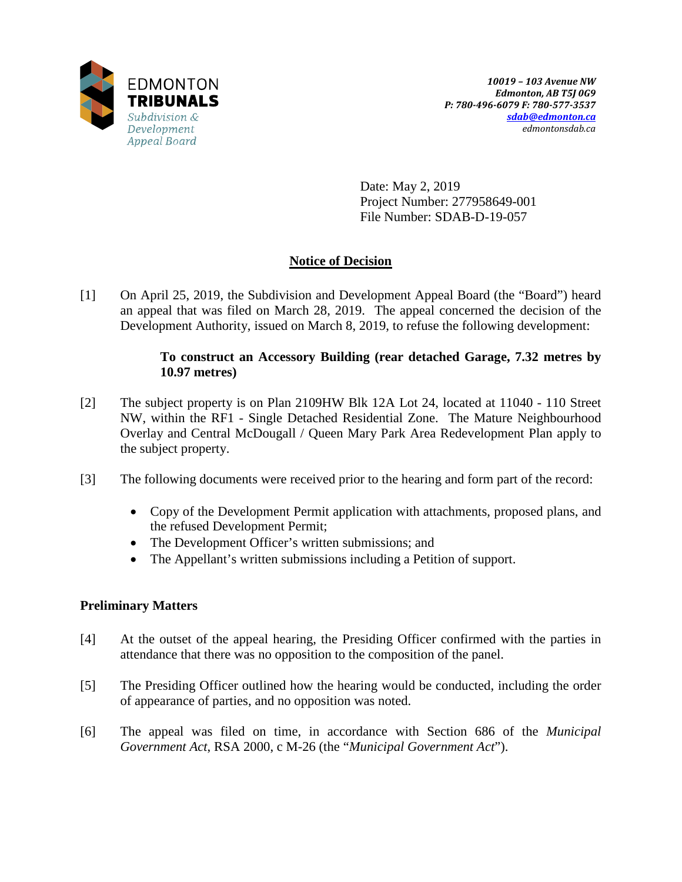EDMONTON
**TRIBUNALS**
*Subdivision & Development Appeal Board*

***10019 – 103 Avenue NW***
***Edmonton, AB T5J 0G9***
***P: 780-496-6079 F: 780-577-3537***
***sdab@edmonton.ca***
*edmontonsdab.ca*

Date: May 2, 2019
Project Number: 277958649-001
File Number: SDAB-D-19-057

## Notice of Decision

[1] On April 25, 2019, the Subdivision and Development Appeal Board (the "Board") heard an appeal that was filed on March 28, 2019. The appeal concerned the decision of the Development Authority, issued on March 8, 2019, to refuse the following development:

> **To construct an Accessory Building (rear detached Garage, 7.32 metres by 10.97 metres)**

[2] The subject property is on Plan 2109HW Blk 12A Lot 24, located at 11040 - 110 Street NW, within the RF1 - Single Detached Residential Zone. The Mature Neighbourhood Overlay and Central McDougall / Queen Mary Park Area Redevelopment Plan apply to the subject property.

[3] The following documents were received prior to the hearing and form part of the record:

- Copy of the Development Permit application with attachments, proposed plans, and the refused Development Permit;
- The Development Officer's written submissions; and
- The Appellant's written submissions including a Petition of support.

### Preliminary Matters

[4] At the outset of the appeal hearing, the Presiding Officer confirmed with the parties in attendance that there was no opposition to the composition of the panel.

[5] The Presiding Officer outlined how the hearing would be conducted, including the order of appearance of parties, and no opposition was noted.

[6] The appeal was filed on time, in accordance with Section 686 of the *Municipal Government Act*, RSA 2000, c M-26 (the "*Municipal Government Act*").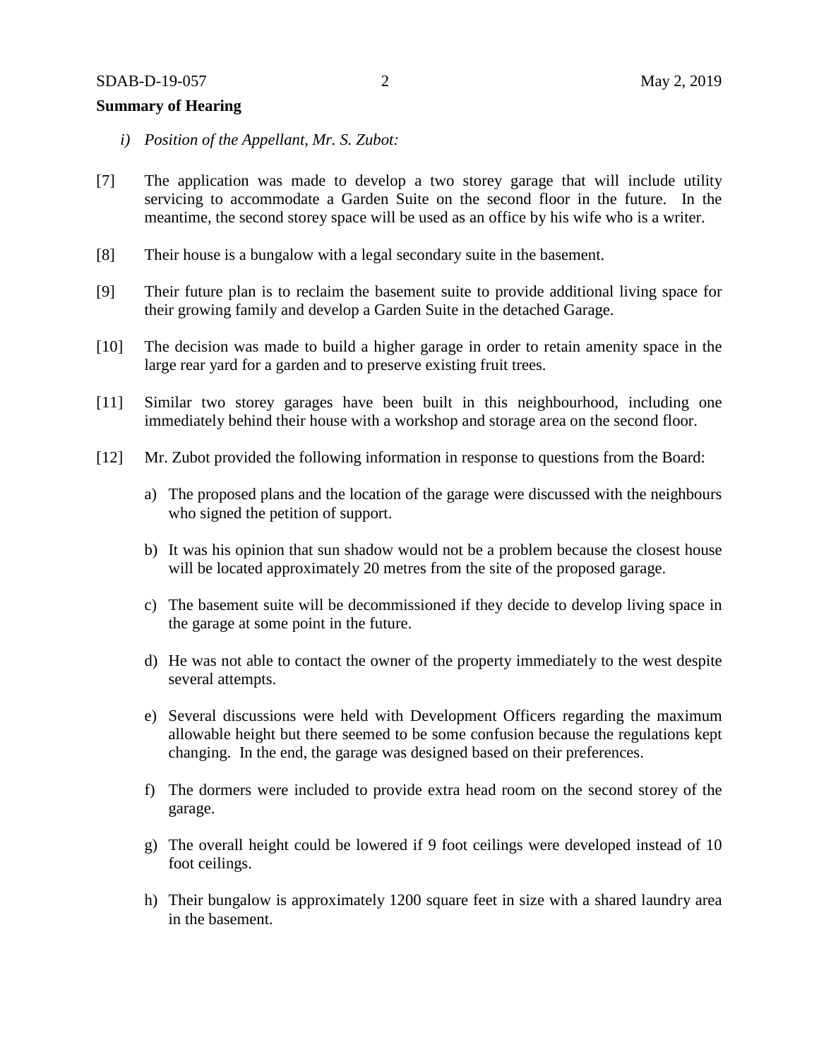**Summary of Hearing**

*i) Position of the Appellant, Mr. S. Zubot:*

[7] The application was made to develop a two storey garage that will include utility servicing to accommodate a Garden Suite on the second floor in the future. In the meantime, the second storey space will be used as an office by his wife who is a writer.

[8] Their house is a bungalow with a legal secondary suite in the basement.

[9] Their future plan is to reclaim the basement suite to provide additional living space for their growing family and develop a Garden Suite in the detached Garage.

[10] The decision was made to build a higher garage in order to retain amenity space in the large rear yard for a garden and to preserve existing fruit trees.

[11] Similar two storey garages have been built in this neighbourhood, including one immediately behind their house with a workshop and storage area on the second floor.

[12] Mr. Zubot provided the following information in response to questions from the Board:

a) The proposed plans and the location of the garage were discussed with the neighbours who signed the petition of support.

b) It was his opinion that sun shadow would not be a problem because the closest house will be located approximately 20 metres from the site of the proposed garage.

c) The basement suite will be decommissioned if they decide to develop living space in the garage at some point in the future.

d) He was not able to contact the owner of the property immediately to the west despite several attempts.

e) Several discussions were held with Development Officers regarding the maximum allowable height but there seemed to be some confusion because the regulations kept changing. In the end, the garage was designed based on their preferences.

f) The dormers were included to provide extra head room on the second storey of the garage.

g) The overall height could be lowered if 9 foot ceilings were developed instead of 10 foot ceilings.

h) Their bungalow is approximately 1200 square feet in size with a shared laundry area in the basement.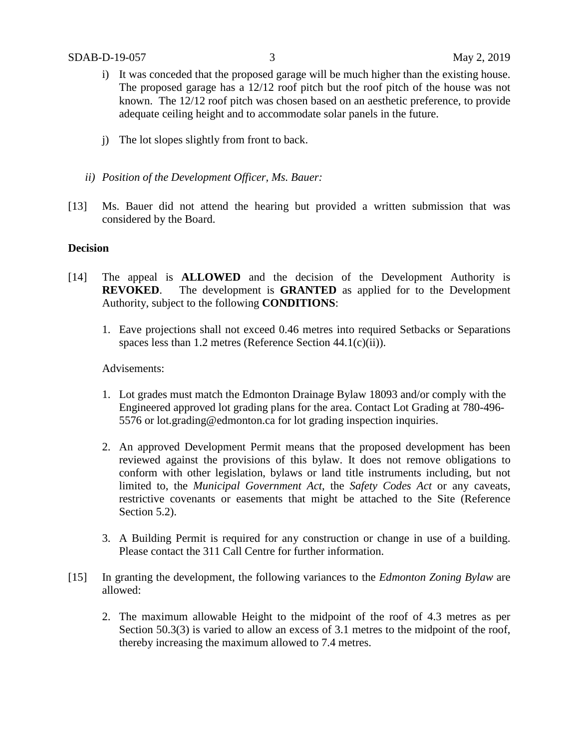i) It was conceded that the proposed garage will be much higher than the existing house. The proposed garage has a 12/12 roof pitch but the roof pitch of the house was not known. The 12/12 roof pitch was chosen based on an aesthetic preference, to provide adequate ceiling height and to accommodate solar panels in the future.

j) The lot slopes slightly from front to back.

*ii) Position of the Development Officer, Ms. Bauer:*

[13] Ms. Bauer did not attend the hearing but provided a written submission that was considered by the Board.

**Decision**

[14] The appeal is **ALLOWED** and the decision of the Development Authority is **REVOKED**. The development is **GRANTED** as applied for to the Development Authority, subject to the following **CONDITIONS**:

1. Eave projections shall not exceed 0.46 metres into required Setbacks or Separations spaces less than 1.2 metres (Reference Section 44.1(c)(ii)).

Advisements:

1. Lot grades must match the Edmonton Drainage Bylaw 18093 and/or comply with the Engineered approved lot grading plans for the area. Contact Lot Grading at 780-496-5576 or lot.grading@edmonton.ca for lot grading inspection inquiries.

2. An approved Development Permit means that the proposed development has been reviewed against the provisions of this bylaw. It does not remove obligations to conform with other legislation, bylaws or land title instruments including, but not limited to, the *Municipal Government Act*, the *Safety Codes Act* or any caveats, restrictive covenants or easements that might be attached to the Site (Reference Section 5.2).

3. A Building Permit is required for any construction or change in use of a building. Please contact the 311 Call Centre for further information.

[15] In granting the development, the following variances to the *Edmonton Zoning Bylaw* are allowed:

2. The maximum allowable Height to the midpoint of the roof of 4.3 metres as per Section 50.3(3) is varied to allow an excess of 3.1 metres to the midpoint of the roof, thereby increasing the maximum allowed to 7.4 metres.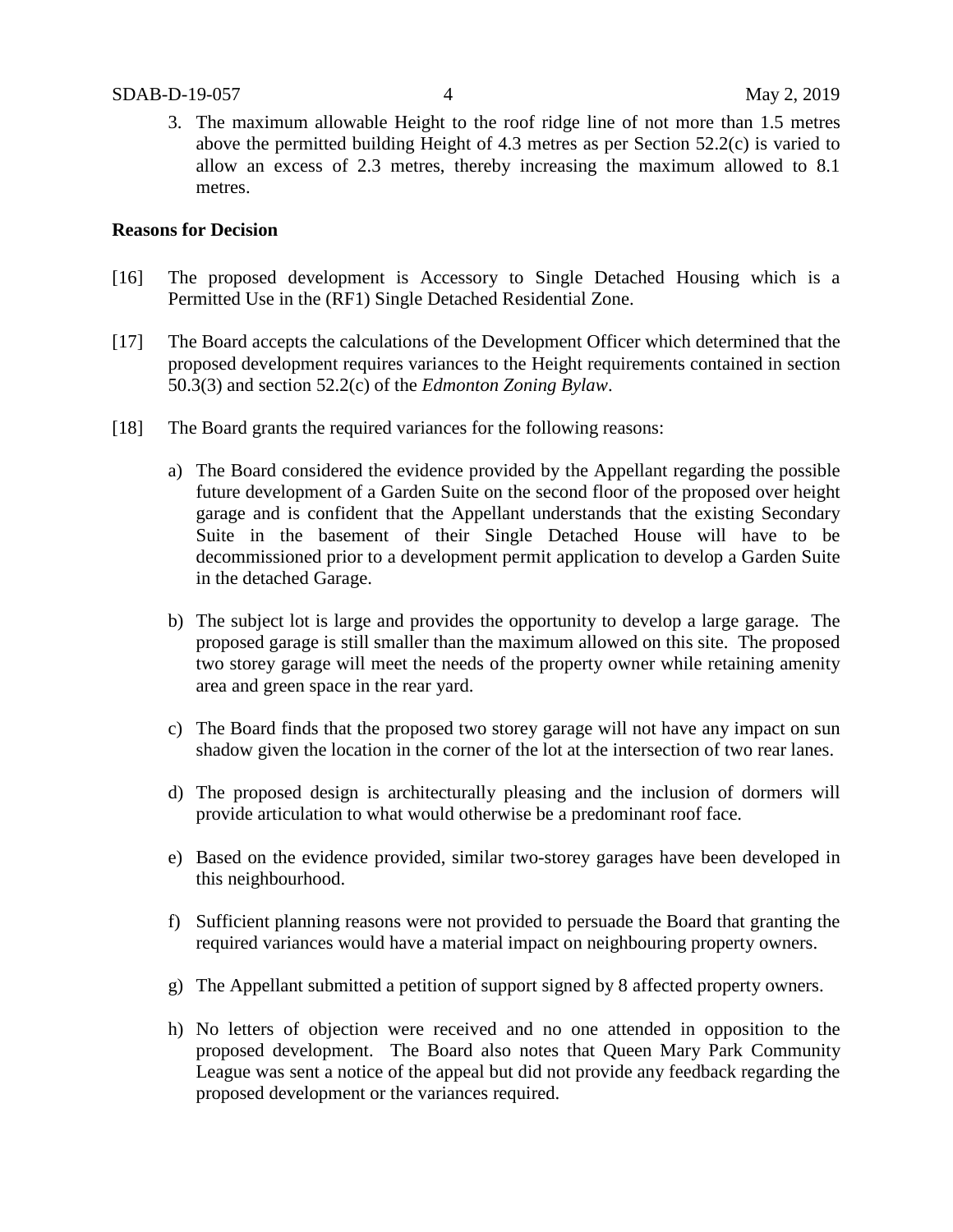3. The maximum allowable Height to the roof ridge line of not more than 1.5 metres above the permitted building Height of 4.3 metres as per Section 52.2(c) is varied to allow an excess of 2.3 metres, thereby increasing the maximum allowed to 8.1 metres.

**Reasons for Decision**

[16] The proposed development is Accessory to Single Detached Housing which is a Permitted Use in the (RF1) Single Detached Residential Zone.

[17] The Board accepts the calculations of the Development Officer which determined that the proposed development requires variances to the Height requirements contained in section 50.3(3) and section 52.2(c) of the *Edmonton Zoning Bylaw*.

[18] The Board grants the required variances for the following reasons:

a) The Board considered the evidence provided by the Appellant regarding the possible future development of a Garden Suite on the second floor of the proposed over height garage and is confident that the Appellant understands that the existing Secondary Suite in the basement of their Single Detached House will have to be decommissioned prior to a development permit application to develop a Garden Suite in the detached Garage.

b) The subject lot is large and provides the opportunity to develop a large garage. The proposed garage is still smaller than the maximum allowed on this site. The proposed two storey garage will meet the needs of the property owner while retaining amenity area and green space in the rear yard.

c) The Board finds that the proposed two storey garage will not have any impact on sun shadow given the location in the corner of the lot at the intersection of two rear lanes.

d) The proposed design is architecturally pleasing and the inclusion of dormers will provide articulation to what would otherwise be a predominant roof face.

e) Based on the evidence provided, similar two-storey garages have been developed in this neighbourhood.

f) Sufficient planning reasons were not provided to persuade the Board that granting the required variances would have a material impact on neighbouring property owners.

g) The Appellant submitted a petition of support signed by 8 affected property owners.

h) No letters of objection were received and no one attended in opposition to the proposed development. The Board also notes that Queen Mary Park Community League was sent a notice of the appeal but did not provide any feedback regarding the proposed development or the variances required.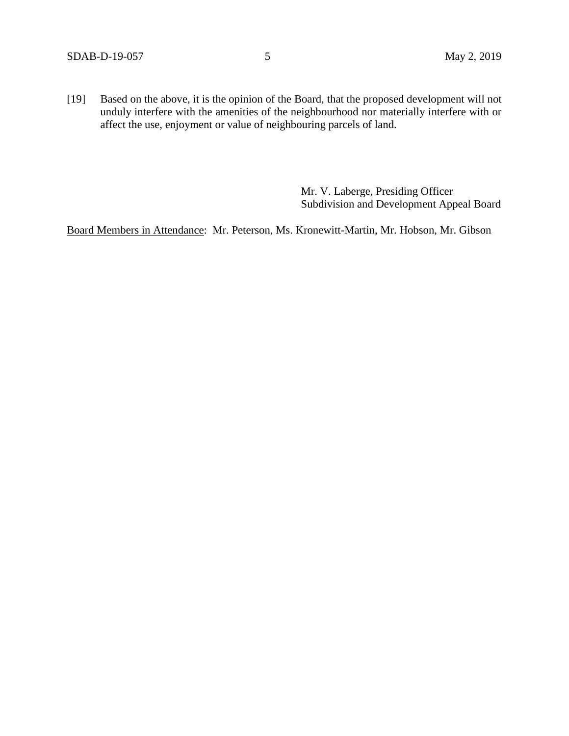[19] Based on the above, it is the opinion of the Board, that the proposed development will not unduly interfere with the amenities of the neighbourhood nor materially interfere with or affect the use, enjoyment or value of neighbouring parcels of land.

Mr. V. Laberge, Presiding Officer
Subdivision and Development Appeal Board

Board Members in Attendance: Mr. Peterson, Ms. Kronewitt-Martin, Mr. Hobson, Mr. Gibson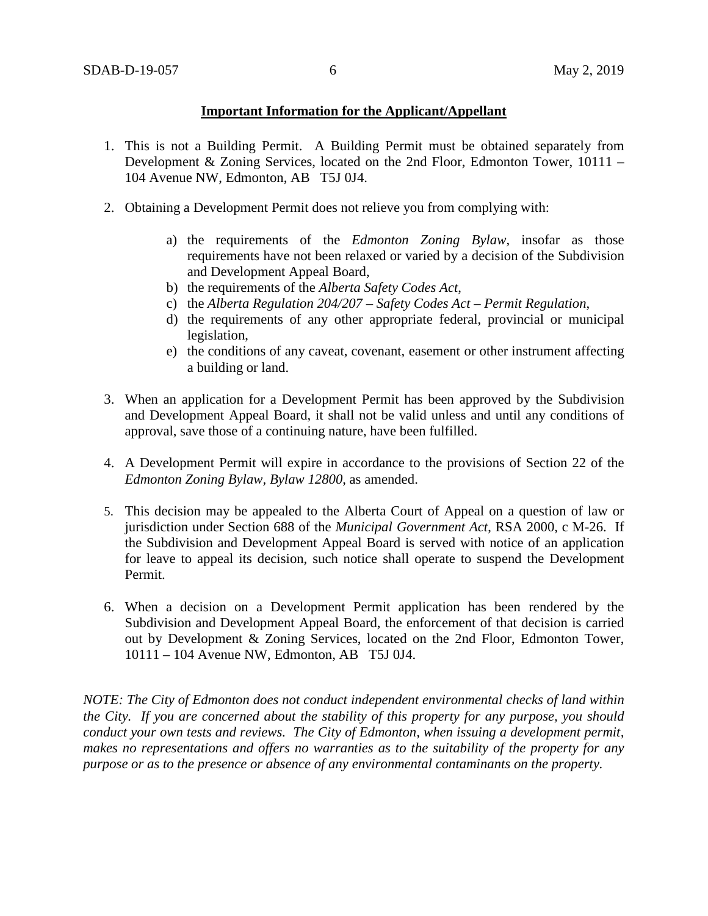**Important Information for the Applicant/Appellant**

1. This is not a Building Permit. A Building Permit must be obtained separately from Development & Zoning Services, located on the 2nd Floor, Edmonton Tower, 10111 – 104 Avenue NW, Edmonton, AB T5J 0J4.

2. Obtaining a Development Permit does not relieve you from complying with:

   a) the requirements of the *Edmonton Zoning Bylaw*, insofar as those requirements have not been relaxed or varied by a decision of the Subdivision and Development Appeal Board,
   b) the requirements of the *Alberta Safety Codes Act*,
   c) the *Alberta Regulation 204/207 – Safety Codes Act – Permit Regulation*,
   d) the requirements of any other appropriate federal, provincial or municipal legislation,
   e) the conditions of any caveat, covenant, easement or other instrument affecting a building or land.

3. When an application for a Development Permit has been approved by the Subdivision and Development Appeal Board, it shall not be valid unless and until any conditions of approval, save those of a continuing nature, have been fulfilled.

4. A Development Permit will expire in accordance to the provisions of Section 22 of the *Edmonton Zoning Bylaw, Bylaw 12800*, as amended.

5. This decision may be appealed to the Alberta Court of Appeal on a question of law or jurisdiction under Section 688 of the *Municipal Government Act*, RSA 2000, c M-26. If the Subdivision and Development Appeal Board is served with notice of an application for leave to appeal its decision, such notice shall operate to suspend the Development Permit.

6. When a decision on a Development Permit application has been rendered by the Subdivision and Development Appeal Board, the enforcement of that decision is carried out by Development & Zoning Services, located on the 2nd Floor, Edmonton Tower, 10111 – 104 Avenue NW, Edmonton, AB T5J 0J4.

*NOTE: The City of Edmonton does not conduct independent environmental checks of land within the City. If you are concerned about the stability of this property for any purpose, you should conduct your own tests and reviews. The City of Edmonton, when issuing a development permit, makes no representations and offers no warranties as to the suitability of the property for any purpose or as to the presence or absence of any environmental contaminants on the property.*